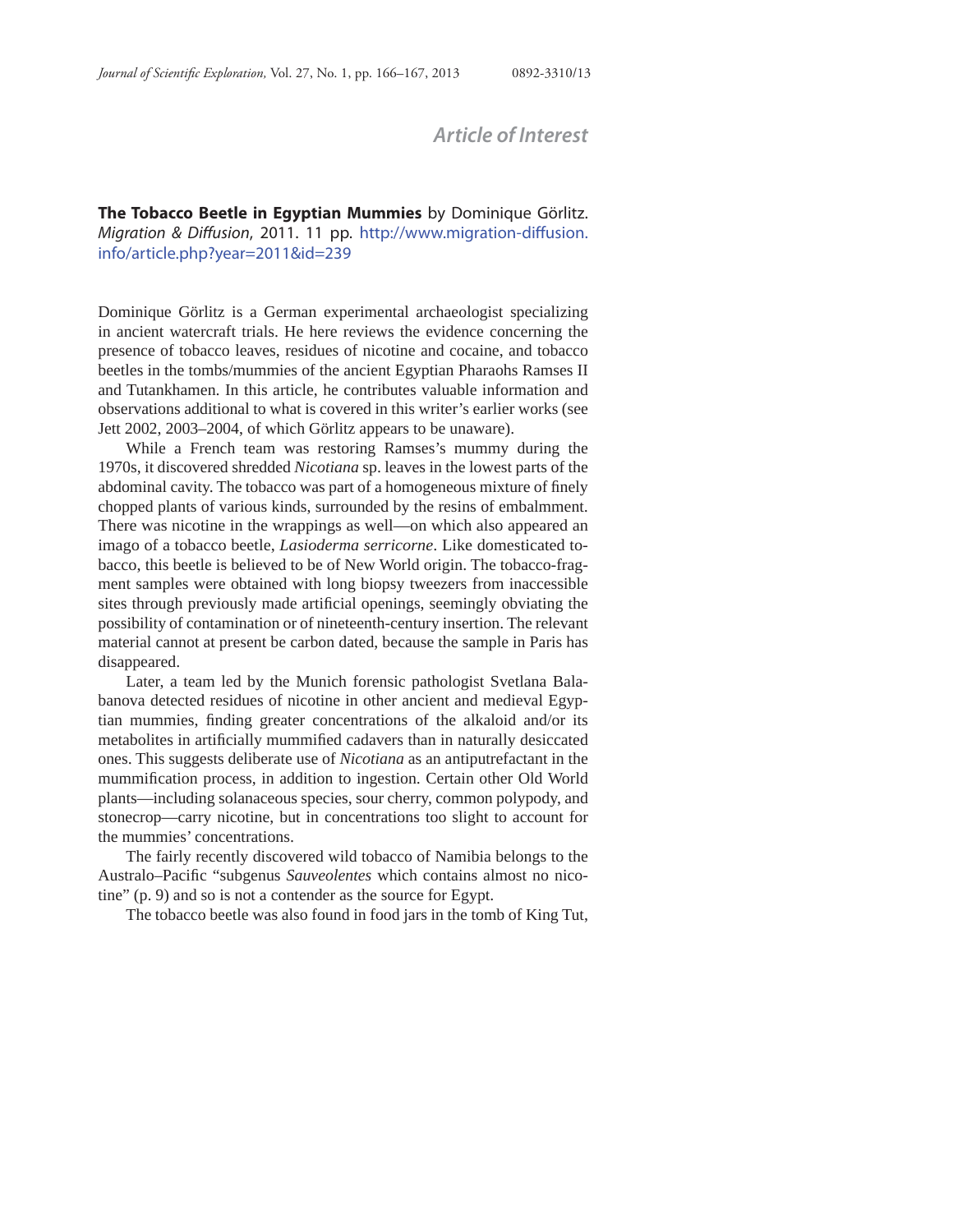## Article of Interest

**The Tobacco Beetle in Egyptian Mummies** by Dominique Görlitz. *Migration & Diffusion*, 2011. 11 pp. http://www.migration-diffusion.info/article.php?year=2011&id=239

Dominique Görlitz is a German experimental archaeologist specializing in ancient watercraft trials. He here reviews the evidence concerning the presence of tobacco leaves, residues of nicotine and cocaine, and tobacco beetles in the tombs/mummies of the ancient Egyptian Pharaohs Ramses II and Tutankhamen. In this article, he contributes valuable information and observations additional to what is covered in this writer's earlier works (see Jett 2002, 2003–2004, of which Görlitz appears to be unaware).

While a French team was restoring Ramses's mummy during the 1970s, it discovered shredded *Nicotiana* sp. leaves in the lowest parts of the abdominal cavity. The tobacco was part of a homogeneous mixture of finely chopped plants of various kinds, surrounded by the resins of embalmment. There was nicotine in the wrappings as well—on which also appeared an imago of a tobacco beetle, *Lasioderma serricorne*. Like domesticated tobacco, this beetle is believed to be of New World origin. The tobacco-fragment samples were obtained with long biopsy tweezers from inaccessible sites through previously made artificial openings, seemingly obviating the possibility of contamination or of nineteenth-century insertion. The relevant material cannot at present be carbon dated, because the sample in Paris has disappeared.

Later, a team led by the Munich forensic pathologist Svetlana Balabanova detected residues of nicotine in other ancient and medieval Egyptian mummies, finding greater concentrations of the alkaloid and/or its metabolites in artificially mummified cadavers than in naturally desiccated ones. This suggests deliberate use of *Nicotiana* as an antiputrefactant in the mummification process, in addition to ingestion. Certain other Old World plants—including solanaceous species, sour cherry, common polypody, and stonecrop—carry nicotine, but in concentrations too slight to account for the mummies' concentrations.

The fairly recently discovered wild tobacco of Namibia belongs to the Australo–Pacific "subgenus *Sauveolentes* which contains almost no nicotine" (p. 9) and so is not a contender as the source for Egypt.

The tobacco beetle was also found in food jars in the tomb of King Tut,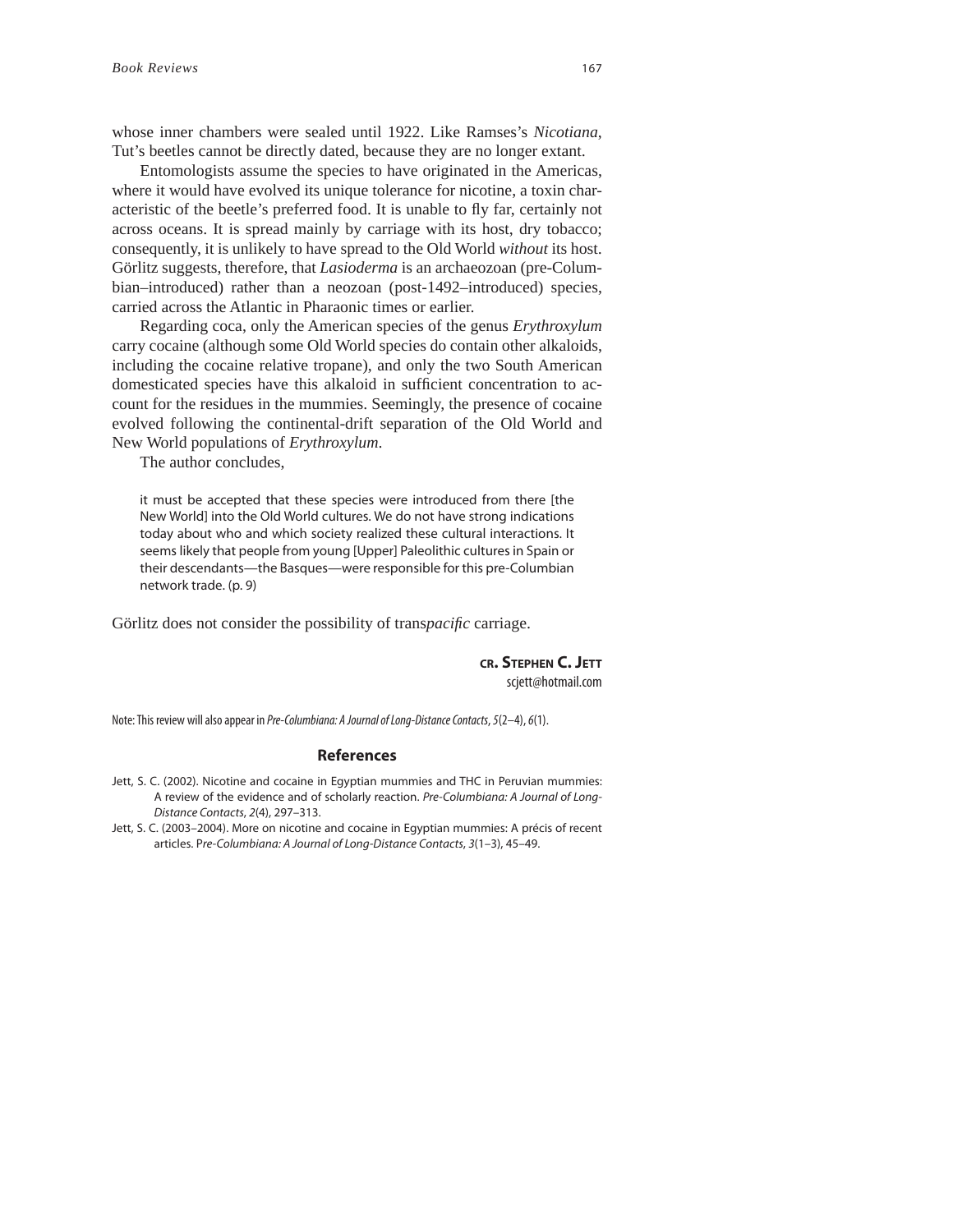whose inner chambers were sealed until 1922. Like Ramses's *Nicotiana*, Tut's beetles cannot be directly dated, because they are no longer extant.

Entomologists assume the species to have originated in the Americas, where it would have evolved its unique tolerance for nicotine, a toxin characteristic of the beetle's preferred food. It is unable to fly far, certainly not across oceans. It is spread mainly by carriage with its host, dry tobacco; consequently, it is unlikely to have spread to the Old World *without* its host. Görlitz suggests, therefore, that *Lasioderma* is an archaeozoan (pre-Columbian–introduced) rather than a neozoan (post-1492–introduced) species, carried across the Atlantic in Pharaonic times or earlier.

Regarding coca, only the American species of the genus *Erythroxylum* carry cocaine (although some Old World species do contain other alkaloids, including the cocaine relative tropane), and only the two South American domesticated species have this alkaloid in sufficient concentration to account for the residues in the mummies. Seemingly, the presence of cocaine evolved following the continental-drift separation of the Old World and New World populations of *Erythroxylum*.

The author concludes,

> it must be accepted that these species were introduced from there [the New World] into the Old World cultures. We do not have strong indications today about who and which society realized these cultural interactions. It seems likely that people from young [Upper] Paleolithic cultures in Spain or their descendants—the Basques—were responsible for this pre-Columbian network trade. (p. 9)

Görlitz does not consider the possibility of trans*pacific* carriage.

**CR. STEPHEN C. JETT**
scjett@hotmail.com

Note: This review will also appear in *Pre-Columbiana: A Journal of Long-Distance Contacts*, *5*(2–4), *6*(1).

## References

Jett, S. C. (2002). Nicotine and cocaine in Egyptian mummies and THC in Peruvian mummies: A review of the evidence and of scholarly reaction. *Pre-Columbiana: A Journal of Long-Distance Contacts*, *2*(4), 297–313.

Jett, S. C. (2003–2004). More on nicotine and cocaine in Egyptian mummies: A précis of recent articles. P*re-Columbiana: A Journal of Long-Distance Contacts*, *3*(1–3), 45–49.